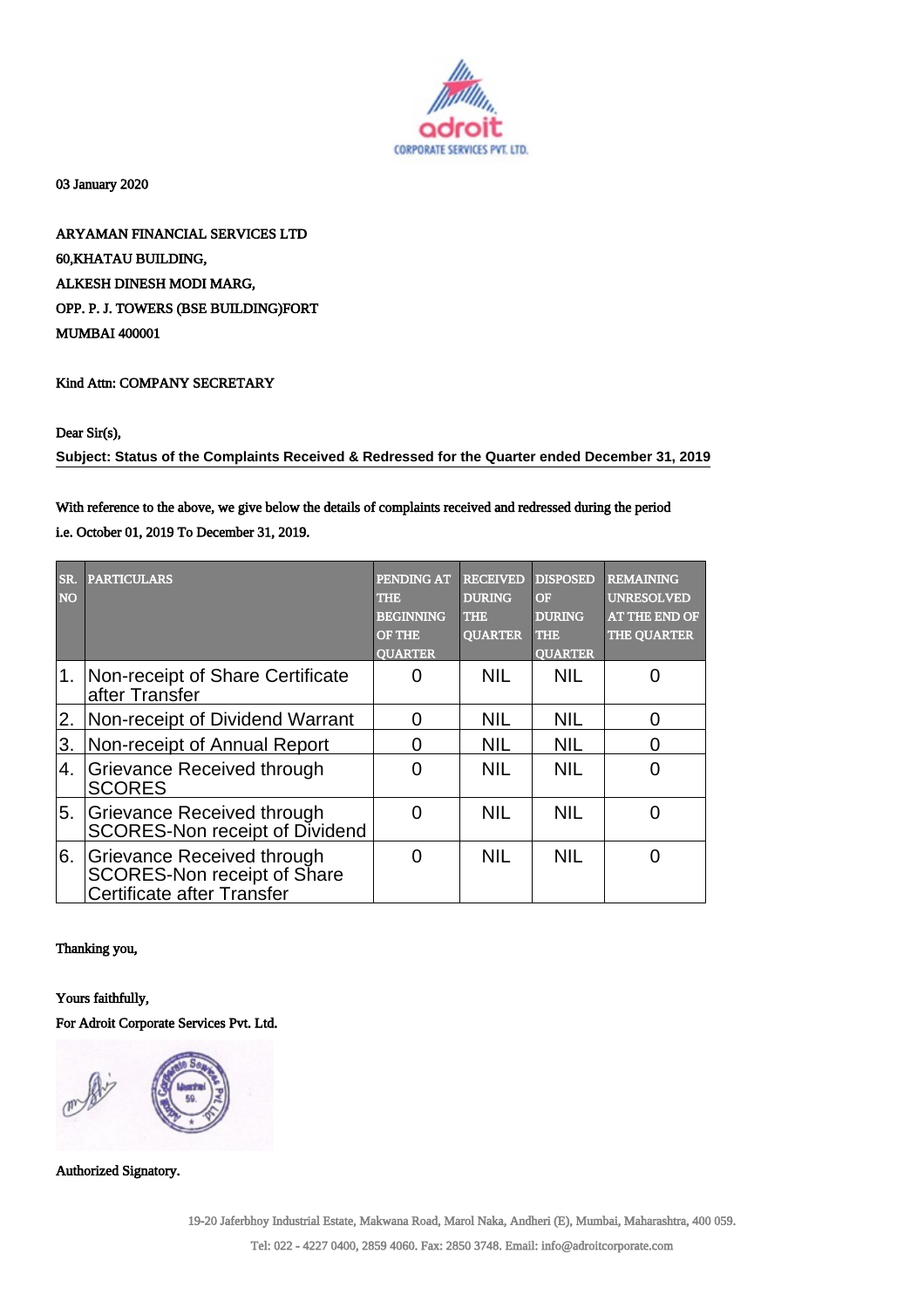adroit
CORPORATE SERVICES PVT. LTD.

03 January 2020

ARYAMAN FINANCIAL SERVICES LTD
60,KHATAU BUILDING,
ALKESH DINESH MODI MARG,
OPP. P. J. TOWERS (BSE BUILDING)FORT
MUMBAI 400001

Kind Attn: COMPANY SECRETARY

Dear Sir(s),

**Subject: Status of the Complaints Received & Redressed for the Quarter ended December 31, 2019**

With reference to the above, we give below the details of complaints received and redressed during the period i.e. October 01, 2019 To December 31, 2019.

| SR. NO | PARTICULARS | PENDING AT THE BEGINNING OF THE QUARTER | RECEIVED DURING THE QUARTER | DISPOSED OF DURING THE QUARTER | REMAINING UNRESOLVED AT THE END OF THE QUARTER |
|---|---|---|---|---|---|
| 1. | Non-receipt of Share Certificate after Transfer | 0 | NIL | NIL | 0 |
| 2. | Non-receipt of Dividend Warrant | 0 | NIL | NIL | 0 |
| 3. | Non-receipt of Annual Report | 0 | NIL | NIL | 0 |
| 4. | Grievance Received through SCORES | 0 | NIL | NIL | 0 |
| 5. | Grievance Received through SCORES-Non receipt of Dividend | 0 | NIL | NIL | 0 |
| 6. | Grievance Received through SCORES-Non receipt of Share Certificate after Transfer | 0 | NIL | NIL | 0 |

Thanking you,

Yours faithfully,
For Adroit Corporate Services Pvt. Ltd.

Authorized Signatory.

19-20 Jaferbhoy Industrial Estate, Makwana Road, Marol Naka, Andheri (E), Mumbai, Maharashtra, 400 059.
Tel: 022 - 4227 0400, 2859 4060. Fax: 2850 3748. Email: info@adroitcorporate.com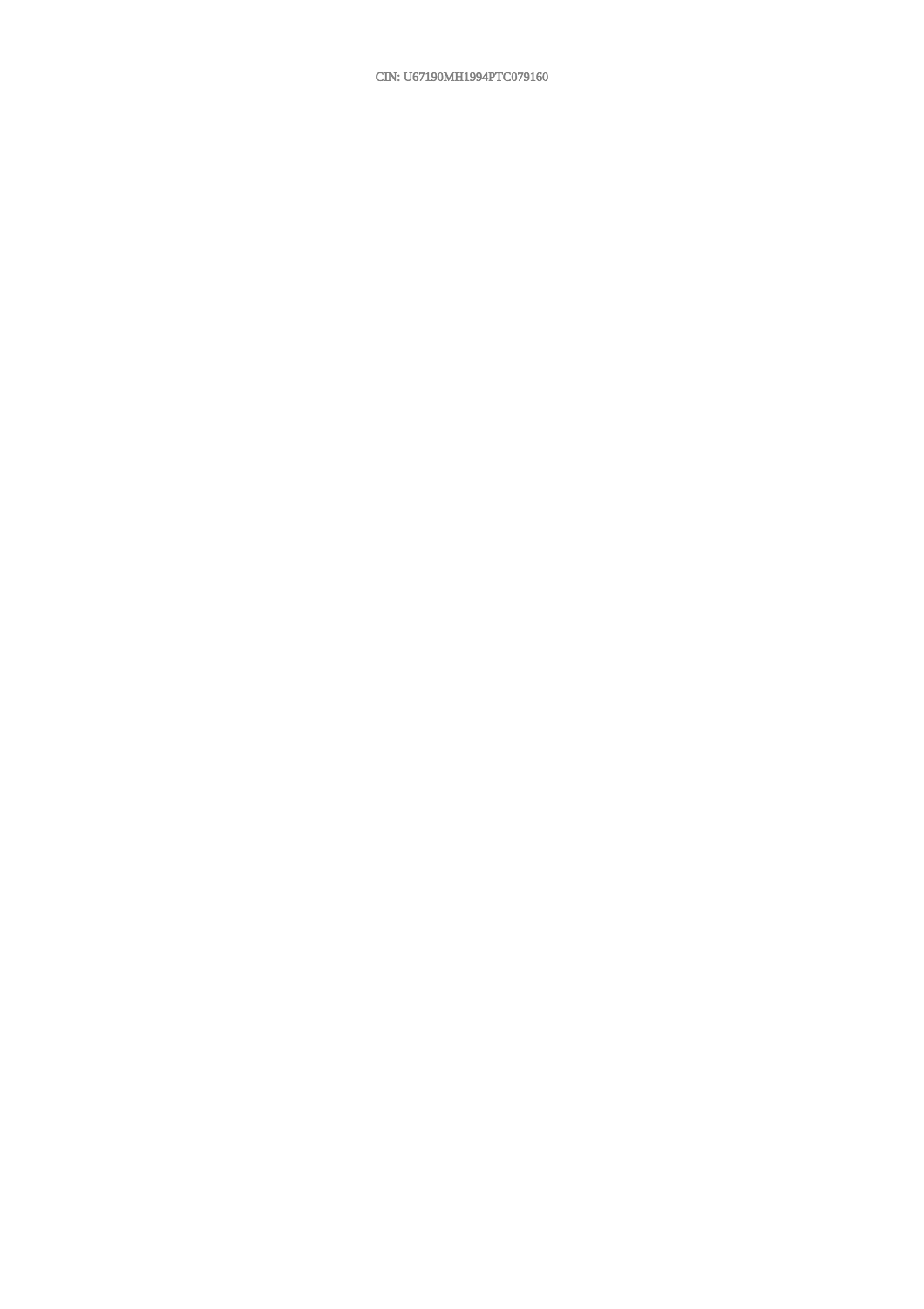CIN: U67190MH1994PTC079160